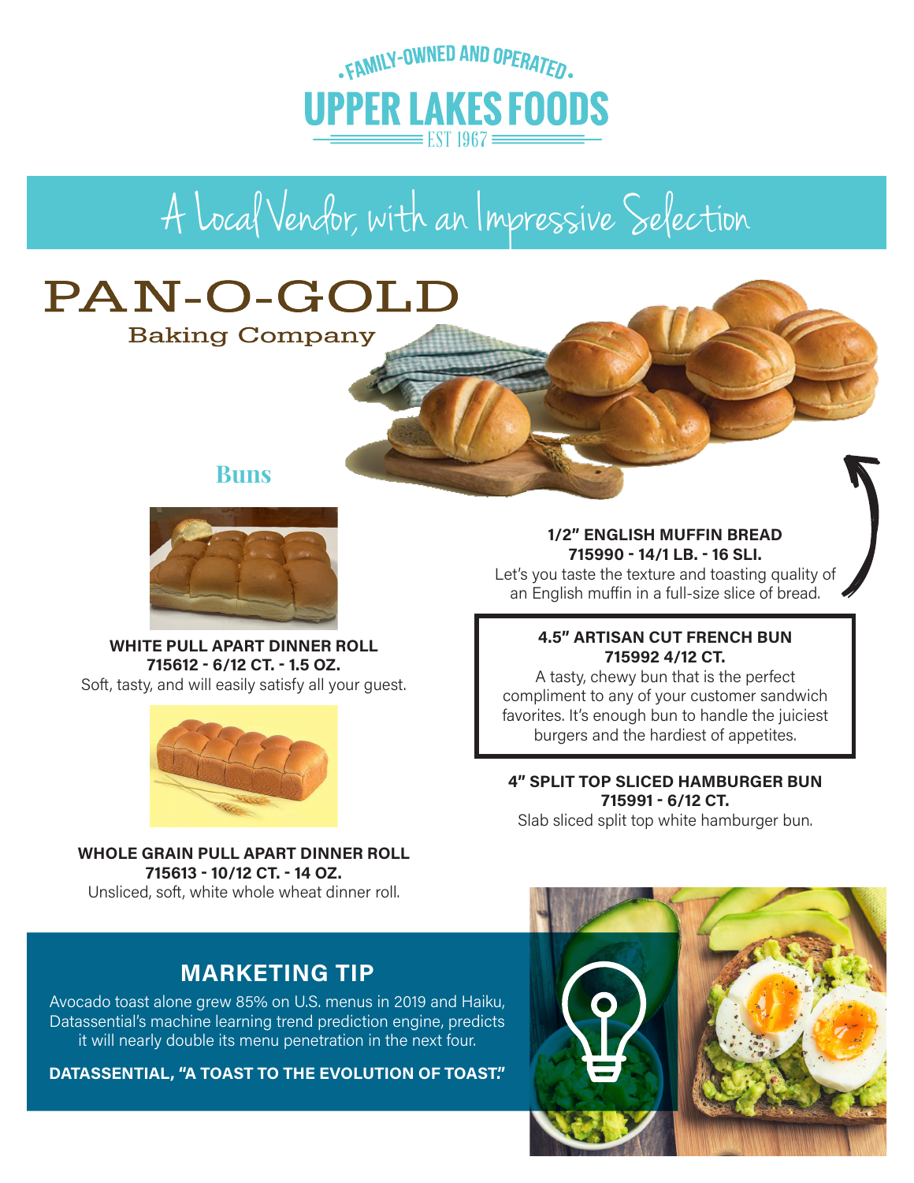FAMILY-OWNED AND OPERATED

# UPPER LAKES FOODS

EST 1967

## A Local Vendor, with an Impressive Selection

# PAN-O-GOLD

Baking Company

### Buns

**WHITE PULL APART DINNER ROLL**
**715612 - 6/12 CT. - 1.5 OZ.**
Soft, tasty, and will easily satisfy all your guest.

**WHOLE GRAIN PULL APART DINNER ROLL**
**715613 - 10/12 CT. - 14 OZ.**
Unsliced, soft, white whole wheat dinner roll.

**1/2" ENGLISH MUFFIN BREAD**
**715990 - 14/1 LB. - 16 SLI.**
Let's you taste the texture and toasting quality of an English muffin in a full-size slice of bread.

**4.5" ARTISAN CUT FRENCH BUN**
**715992 4/12 CT.**
A tasty, chewy bun that is the perfect compliment to any of your customer sandwich favorites. It's enough bun to handle the juiciest burgers and the hardiest of appetites.

**4" SPLIT TOP SLICED HAMBURGER BUN**
**715991 - 6/12 CT.**
Slab sliced split top white hamburger bun.

## MARKETING TIP

Avocado toast alone grew 85% on U.S. menus in 2019 and Haiku, Datassential's machine learning trend prediction engine, predicts it will nearly double its menu penetration in the next four.

**DATASSENTIAL, "A TOAST TO THE EVOLUTION OF TOAST."**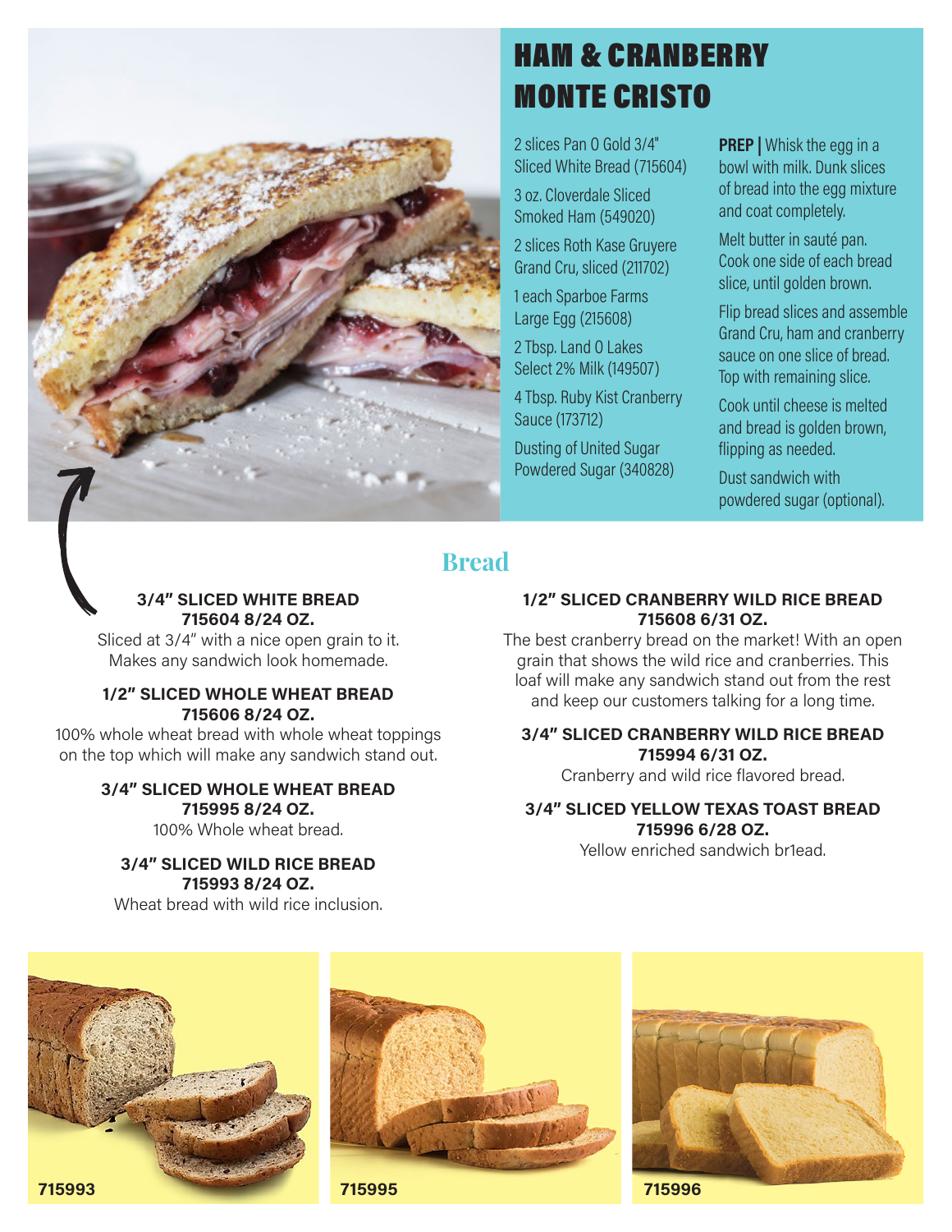# HAM & CRANBERRY MONTE CRISTO

2 slices Pan O Gold 3/4" Sliced White Bread (715604)

3 oz. Cloverdale Sliced Smoked Ham (549020)

2 slices Roth Kase Gruyere Grand Cru, sliced (211702)

1 each Sparboe Farms Large Egg (215608)

2 Tbsp. Land O Lakes Select 2% Milk (149507)

4 Tbsp. Ruby Kist Cranberry Sauce (173712)

Dusting of United Sugar Powdered Sugar (340828)

**PREP |** Whisk the egg in a bowl with milk. Dunk slices of bread into the egg mixture and coat completely.

Melt butter in sauté pan. Cook one side of each bread slice, until golden brown.

Flip bread slices and assemble Grand Cru, ham and cranberry sauce on one slice of bread. Top with remaining slice.

Cook until cheese is melted and bread is golden brown, flipping as needed.

Dust sandwich with powdered sugar (optional).

## Bread

**3/4" SLICED WHITE BREAD**
**715604 8/24 OZ.**
Sliced at 3/4" with a nice open grain to it. Makes any sandwich look homemade.

**1/2" SLICED WHOLE WHEAT BREAD**
**715606 8/24 OZ.**
100% whole wheat bread with whole wheat toppings on the top which will make any sandwich stand out.

**3/4" SLICED WHOLE WHEAT BREAD**
**715995 8/24 OZ.**
100% Whole wheat bread.

**3/4" SLICED WILD RICE BREAD**
**715993 8/24 OZ.**
Wheat bread with wild rice inclusion.

**1/2" SLICED CRANBERRY WILD RICE BREAD**
**715608 6/31 OZ.**
The best cranberry bread on the market! With an open grain that shows the wild rice and cranberries. This loaf will make any sandwich stand out from the rest and keep our customers talking for a long time.

**3/4" SLICED CRANBERRY WILD RICE BREAD**
**715994 6/31 OZ.**
Cranberry and wild rice flavored bread.

**3/4" SLICED YELLOW TEXAS TOAST BREAD**
**715996 6/28 OZ.**
Yellow enriched sandwich br1ead.

715993

715995

715996